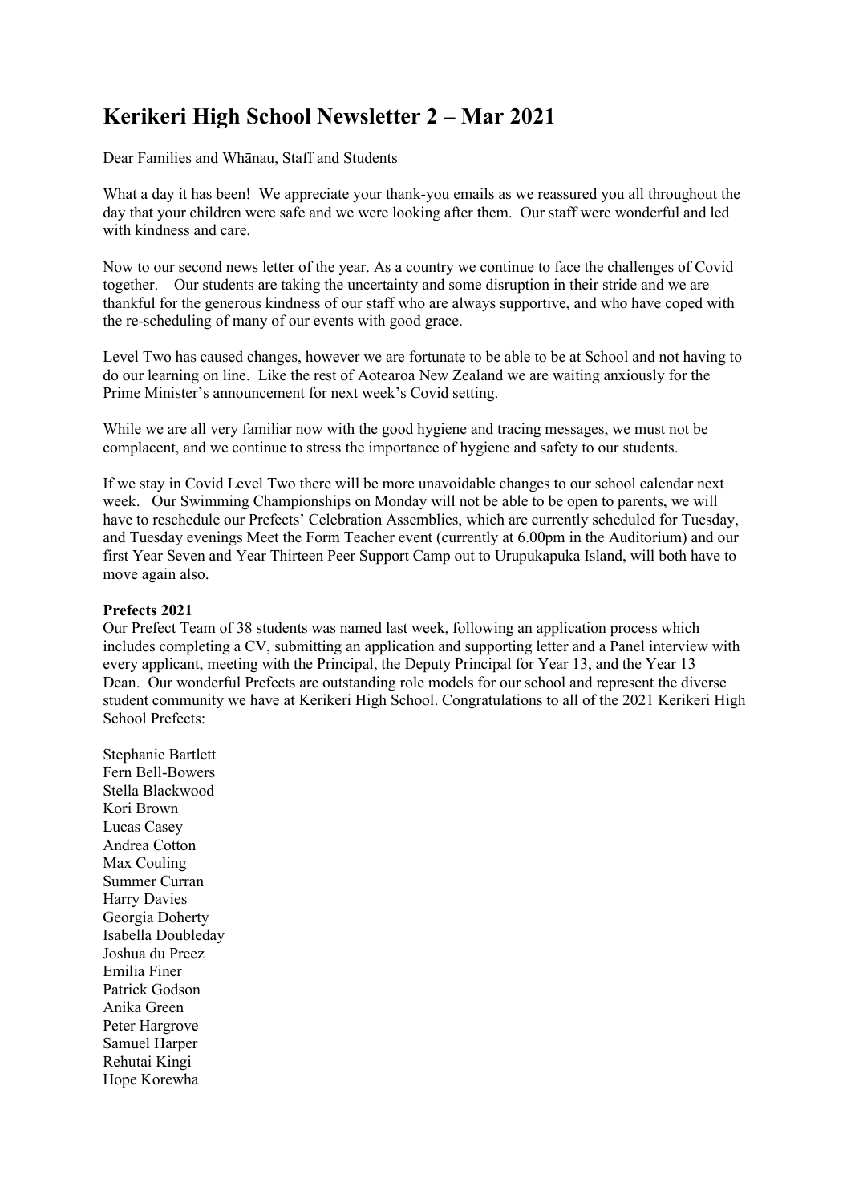# Kerikeri High School Newsletter 2 – Mar 2021

Dear Families and Whānau, Staff and Students

What a day it has been! We appreciate your thank-you emails as we reassured you all throughout the day that your children were safe and we were looking after them. Our staff were wonderful and led with kindness and care.

Now to our second news letter of the year. As a country we continue to face the challenges of Covid together. Our students are taking the uncertainty and some disruption in their stride and we are thankful for the generous kindness of our staff who are always supportive, and who have coped with the re-scheduling of many of our events with good grace.

Level Two has caused changes, however we are fortunate to be able to be at School and not having to do our learning on line. Like the rest of Aotearoa New Zealand we are waiting anxiously for the Prime Minister's announcement for next week's Covid setting.

While we are all very familiar now with the good hygiene and tracing messages, we must not be complacent, and we continue to stress the importance of hygiene and safety to our students.

If we stay in Covid Level Two there will be more unavoidable changes to our school calendar next week. Our Swimming Championships on Monday will not be able to be open to parents, we will have to reschedule our Prefects' Celebration Assemblies, which are currently scheduled for Tuesday, and Tuesday evenings Meet the Form Teacher event (currently at 6.00pm in the Auditorium) and our first Year Seven and Year Thirteen Peer Support Camp out to Urupukapuka Island, will both have to move again also.

**Prefects 2021**

Our Prefect Team of 38 students was named last week, following an application process which includes completing a CV, submitting an application and supporting letter and a Panel interview with every applicant, meeting with the Principal, the Deputy Principal for Year 13, and the Year 13 Dean. Our wonderful Prefects are outstanding role models for our school and represent the diverse student community we have at Kerikeri High School. Congratulations to all of the 2021 Kerikeri High School Prefects:

Stephanie Bartlett
Fern Bell-Bowers
Stella Blackwood
Kori Brown
Lucas Casey
Andrea Cotton
Max Couling
Summer Curran
Harry Davies
Georgia Doherty
Isabella Doubleday
Joshua du Preez
Emilia Finer
Patrick Godson
Anika Green
Peter Hargrove
Samuel Harper
Rehutai Kingi
Hope Korewha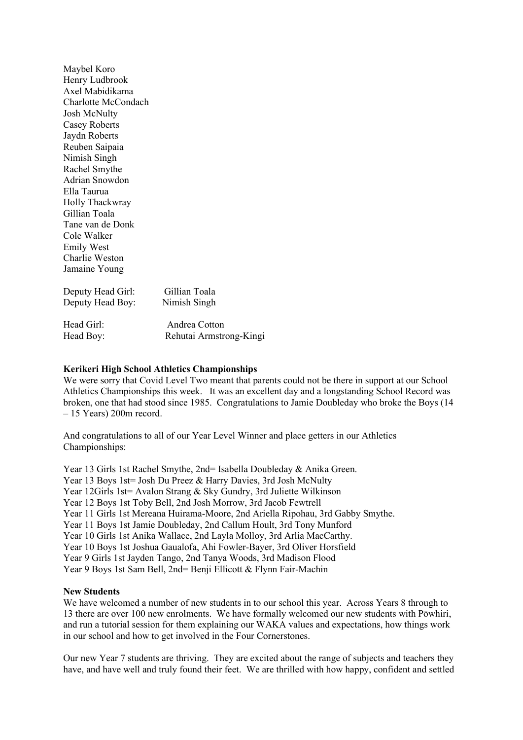Maybel Koro
Henry Ludbrook
Axel Mabidikama
Charlotte McCondach
Josh McNulty
Casey Roberts
Jaydn Roberts
Reuben Saipaia
Nimish Singh
Rachel Smythe
Adrian Snowdon
Ella Taurua
Holly Thackwray
Gillian Toala
Tane van de Donk
Cole Walker
Emily West
Charlie Weston
Jamaine Young

Deputy Head Girl: Gillian Toala
Deputy Head Boy: Nimish Singh

Head Girl: Andrea Cotton
Head Boy: Rehutai Armstrong-Kingi

**Kerikeri High School Athletics Championships**

We were sorry that Covid Level Two meant that parents could not be there in support at our School Athletics Championships this week. It was an excellent day and a longstanding School Record was broken, one that had stood since 1985. Congratulations to Jamie Doubleday who broke the Boys (14 – 15 Years) 200m record.

And congratulations to all of our Year Level Winner and place getters in our Athletics Championships:

Year 13 Girls 1st Rachel Smythe, 2nd= Isabella Doubleday & Anika Green.
Year 13 Boys 1st= Josh Du Preez & Harry Davies, 3rd Josh McNulty
Year 12Girls 1st= Avalon Strang & Sky Gundry, 3rd Juliette Wilkinson
Year 12 Boys 1st Toby Bell, 2nd Josh Morrow, 3rd Jacob Fewtrell
Year 11 Girls 1st Mereana Huirama-Moore, 2nd Ariella Ripohau, 3rd Gabby Smythe.
Year 11 Boys 1st Jamie Doubleday, 2nd Callum Hoult, 3rd Tony Munford
Year 10 Girls 1st Anika Wallace, 2nd Layla Molloy, 3rd Arlia MacCarthy.
Year 10 Boys 1st Joshua Gaualofa, Ahi Fowler-Bayer, 3rd Oliver Horsfield
Year 9 Girls 1st Jayden Tango, 2nd Tanya Woods, 3rd Madison Flood
Year 9 Boys 1st Sam Bell, 2nd= Benji Ellicott & Flynn Fair-Machin

**New Students**

We have welcomed a number of new students in to our school this year. Across Years 8 through to 13 there are over 100 new enrolments. We have formally welcomed our new students with Pōwhiri, and run a tutorial session for them explaining our WAKA values and expectations, how things work in our school and how to get involved in the Four Cornerstones.

Our new Year 7 students are thriving. They are excited about the range of subjects and teachers they have, and have well and truly found their feet. We are thrilled with how happy, confident and settled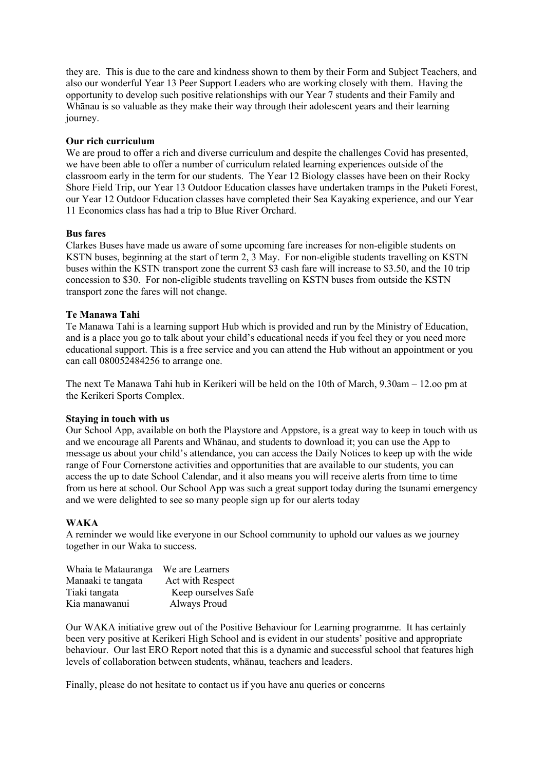they are. This is due to the care and kindness shown to them by their Form and Subject Teachers, and also our wonderful Year 13 Peer Support Leaders who are working closely with them. Having the opportunity to develop such positive relationships with our Year 7 students and their Family and Whānau is so valuable as they make their way through their adolescent years and their learning journey.

**Our rich curriculum**

We are proud to offer a rich and diverse curriculum and despite the challenges Covid has presented, we have been able to offer a number of curriculum related learning experiences outside of the classroom early in the term for our students. The Year 12 Biology classes have been on their Rocky Shore Field Trip, our Year 13 Outdoor Education classes have undertaken tramps in the Puketi Forest, our Year 12 Outdoor Education classes have completed their Sea Kayaking experience, and our Year 11 Economics class has had a trip to Blue River Orchard.

**Bus fares**

Clarkes Buses have made us aware of some upcoming fare increases for non-eligible students on KSTN buses, beginning at the start of term 2, 3 May. For non-eligible students travelling on KSTN buses within the KSTN transport zone the current $3 cash fare will increase to $3.50, and the 10 trip concession to $30. For non-eligible students travelling on KSTN buses from outside the KSTN transport zone the fares will not change.

**Te Manawa Tahi**

Te Manawa Tahi is a learning support Hub which is provided and run by the Ministry of Education, and is a place you go to talk about your child's educational needs if you feel they or you need more educational support. This is a free service and you can attend the Hub without an appointment or you can call 080052484256 to arrange one.

The next Te Manawa Tahi hub in Kerikeri will be held on the 10th of March, 9.30am – 12.oo pm at the Kerikeri Sports Complex.

**Staying in touch with us**

Our School App, available on both the Playstore and Appstore, is a great way to keep in touch with us and we encourage all Parents and Whānau, and students to download it; you can use the App to message us about your child's attendance, you can access the Daily Notices to keep up with the wide range of Four Cornerstone activities and opportunities that are available to our students, you can access the up to date School Calendar, and it also means you will receive alerts from time to time from us here at school. Our School App was such a great support today during the tsunami emergency and we were delighted to see so many people sign up for our alerts today

**WAKA**

A reminder we would like everyone in our School community to uphold our values as we journey together in our Waka to success.

| | |
|---|---|
| Whaia te Matauranga | We are Learners |
| Manaaki te tangata | Act with Respect |
| Tiaki tangata | Keep ourselves Safe |
| Kia manawanui | Always Proud |

Our WAKA initiative grew out of the Positive Behaviour for Learning programme. It has certainly been very positive at Kerikeri High School and is evident in our students' positive and appropriate behaviour. Our last ERO Report noted that this is a dynamic and successful school that features high levels of collaboration between students, whānau, teachers and leaders.

Finally, please do not hesitate to contact us if you have anu queries or concerns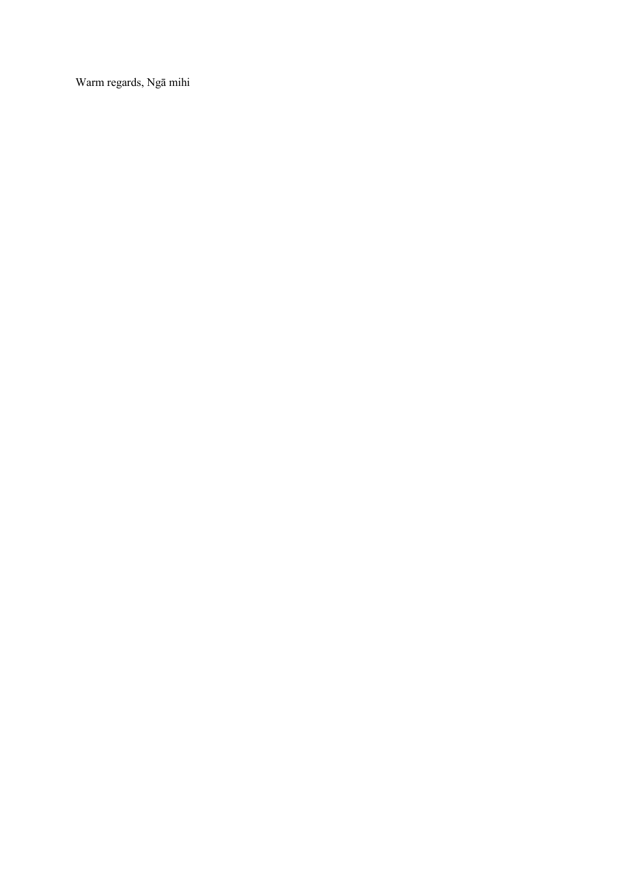Warm regards, Ngā mihi